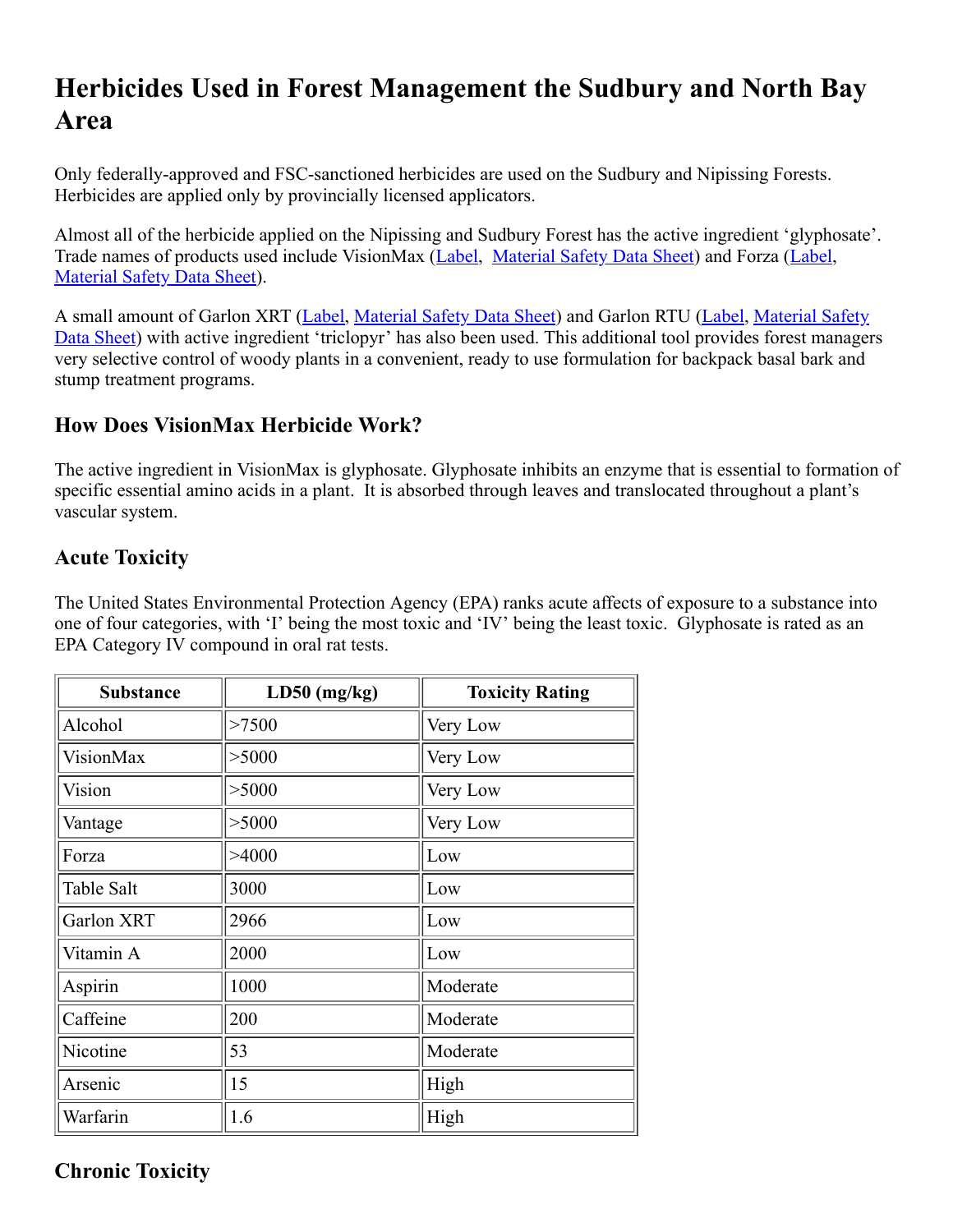# Herbicides Used in Forest Management the Sudbury and North Bay Area

Only federally-approved and FSC-sanctioned herbicides are used on the Sudbury and Nipissing Forests. Herbicides are applied only by provincially licensed applicators.

Almost all of the herbicide applied on the Nipissing and Sudbury Forest has the active ingredient 'glyphosate'. Trade names of products used include VisionMax (Label, Material Safety Data Sheet) and Forza (Label, Material Safety Data Sheet).

A small amount of Garlon XRT (Label, Material Safety Data Sheet) and Garlon RTU (Label, Material Safety Data Sheet) with active ingredient 'triclopyr' has also been used. This additional tool provides forest managers very selective control of woody plants in a convenient, ready to use formulation for backpack basal bark and stump treatment programs.

## How Does VisionMax Herbicide Work?

The active ingredient in VisionMax is glyphosate. Glyphosate inhibits an enzyme that is essential to formation of specific essential amino acids in a plant. It is absorbed through leaves and translocated throughout a plant's vascular system.

## Acute Toxicity

The United States Environmental Protection Agency (EPA) ranks acute affects of exposure to a substance into one of four categories, with 'I' being the most toxic and 'IV' being the least toxic. Glyphosate is rated as an EPA Category IV compound in oral rat tests.

| Substance | LD50 (mg/kg) | Toxicity Rating |
| --- | --- | --- |
| Alcohol | >7500 | Very Low |
| VisionMax | >5000 | Very Low |
| Vision | >5000 | Very Low |
| Vantage | >5000 | Very Low |
| Forza | >4000 | Low |
| Table Salt | 3000 | Low |
| Garlon XRT | 2966 | Low |
| Vitamin A | 2000 | Low |
| Aspirin | 1000 | Moderate |
| Caffeine | 200 | Moderate |
| Nicotine | 53 | Moderate |
| Arsenic | 15 | High |
| Warfarin | 1.6 | High |

## Chronic Toxicity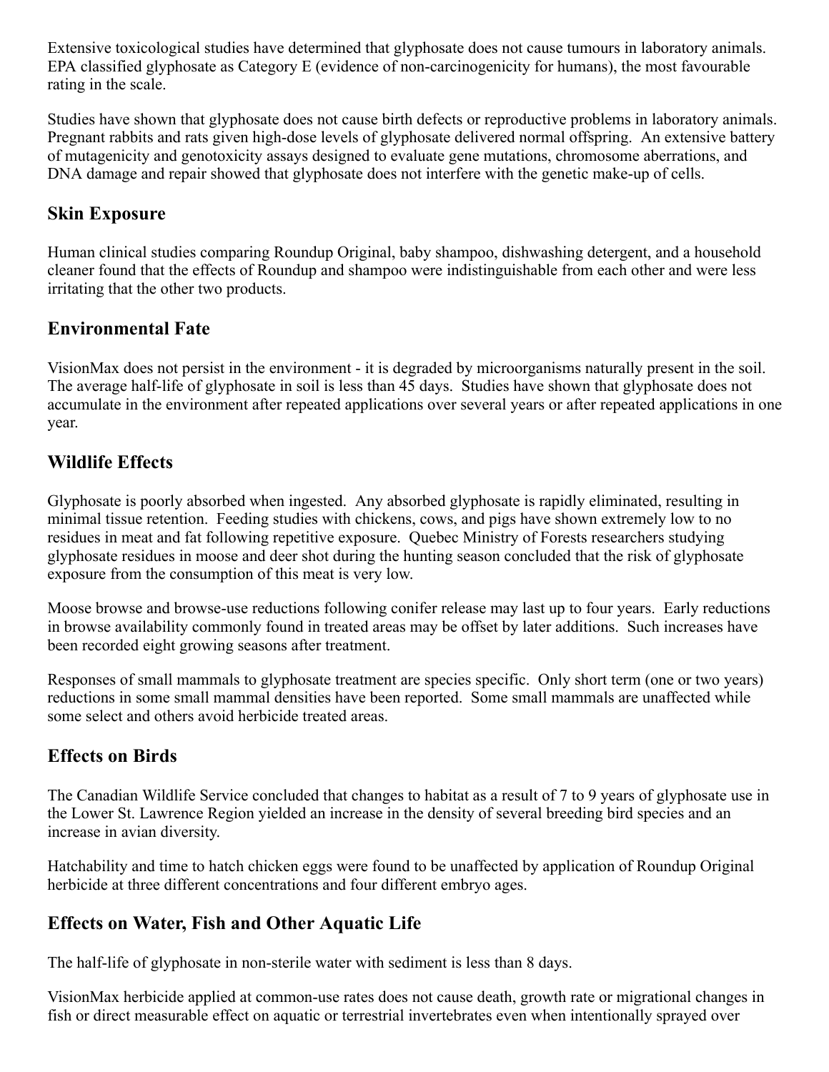Extensive toxicological studies have determined that glyphosate does not cause tumours in laboratory animals. EPA classified glyphosate as Category E (evidence of non-carcinogenicity for humans), the most favourable rating in the scale.

Studies have shown that glyphosate does not cause birth defects or reproductive problems in laboratory animals. Pregnant rabbits and rats given high-dose levels of glyphosate delivered normal offspring. An extensive battery of mutagenicity and genotoxicity assays designed to evaluate gene mutations, chromosome aberrations, and DNA damage and repair showed that glyphosate does not interfere with the genetic make-up of cells.

## Skin Exposure

Human clinical studies comparing Roundup Original, baby shampoo, dishwashing detergent, and a household cleaner found that the effects of Roundup and shampoo were indistinguishable from each other and were less irritating that the other two products.

## Environmental Fate

VisionMax does not persist in the environment - it is degraded by microorganisms naturally present in the soil. The average half-life of glyphosate in soil is less than 45 days. Studies have shown that glyphosate does not accumulate in the environment after repeated applications over several years or after repeated applications in one year.

## Wildlife Effects

Glyphosate is poorly absorbed when ingested. Any absorbed glyphosate is rapidly eliminated, resulting in minimal tissue retention. Feeding studies with chickens, cows, and pigs have shown extremely low to no residues in meat and fat following repetitive exposure. Quebec Ministry of Forests researchers studying glyphosate residues in moose and deer shot during the hunting season concluded that the risk of glyphosate exposure from the consumption of this meat is very low.

Moose browse and browse-use reductions following conifer release may last up to four years. Early reductions in browse availability commonly found in treated areas may be offset by later additions. Such increases have been recorded eight growing seasons after treatment.

Responses of small mammals to glyphosate treatment are species specific. Only short term (one or two years) reductions in some small mammal densities have been reported. Some small mammals are unaffected while some select and others avoid herbicide treated areas.

## Effects on Birds

The Canadian Wildlife Service concluded that changes to habitat as a result of 7 to 9 years of glyphosate use in the Lower St. Lawrence Region yielded an increase in the density of several breeding bird species and an increase in avian diversity.

Hatchability and time to hatch chicken eggs were found to be unaffected by application of Roundup Original herbicide at three different concentrations and four different embryo ages.

## Effects on Water, Fish and Other Aquatic Life

The half-life of glyphosate in non-sterile water with sediment is less than 8 days.

VisionMax herbicide applied at common-use rates does not cause death, growth rate or migrational changes in fish or direct measurable effect on aquatic or terrestrial invertebrates even when intentionally sprayed over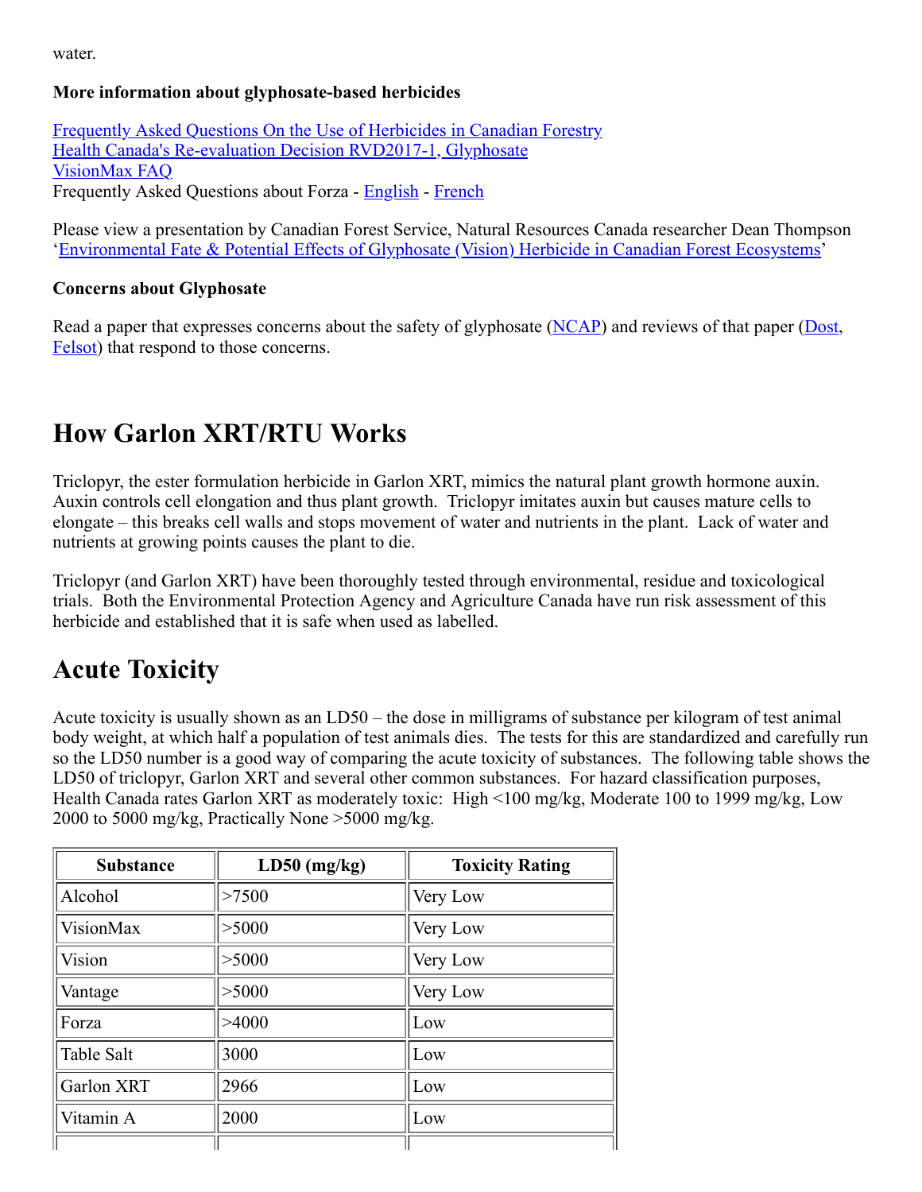water.

**More information about glyphosate-based herbicides**

Frequently Asked Questions On the Use of Herbicides in Canadian Forestry
Health Canada's Re-evaluation Decision RVD2017-1, Glyphosate
VisionMax FAQ
Frequently Asked Questions about Forza - English - French

Please view a presentation by Canadian Forest Service, Natural Resources Canada researcher Dean Thompson 'Environmental Fate & Potential Effects of Glyphosate (Vision) Herbicide in Canadian Forest Ecosystems'

**Concerns about Glyphosate**

Read a paper that expresses concerns about the safety of glyphosate (NCAP) and reviews of that paper (Dost, Felsot) that respond to those concerns.

# How Garlon XRT/RTU Works

Triclopyr, the ester formulation herbicide in Garlon XRT, mimics the natural plant growth hormone auxin. Auxin controls cell elongation and thus plant growth. Triclopyr imitates auxin but causes mature cells to elongate – this breaks cell walls and stops movement of water and nutrients in the plant. Lack of water and nutrients at growing points causes the plant to die.

Triclopyr (and Garlon XRT) have been thoroughly tested through environmental, residue and toxicological trials. Both the Environmental Protection Agency and Agriculture Canada have run risk assessment of this herbicide and established that it is safe when used as labelled.

# Acute Toxicity

Acute toxicity is usually shown as an LD50 – the dose in milligrams of substance per kilogram of test animal body weight, at which half a population of test animals dies. The tests for this are standardized and carefully run so the LD50 number is a good way of comparing the acute toxicity of substances. The following table shows the LD50 of triclopyr, Garlon XRT and several other common substances. For hazard classification purposes, Health Canada rates Garlon XRT as moderately toxic: High <100 mg/kg, Moderate 100 to 1999 mg/kg, Low 2000 to 5000 mg/kg, Practically None >5000 mg/kg.

| Substance | LD50 (mg/kg) | Toxicity Rating |
|---|---|---|
| Alcohol | >7500 | Very Low |
| VisionMax | >5000 | Very Low |
| Vision | >5000 | Very Low |
| Vantage | >5000 | Very Low |
| Forza | >4000 | Low |
| Table Salt | 3000 | Low |
| Garlon XRT | 2966 | Low |
| Vitamin A | 2000 | Low |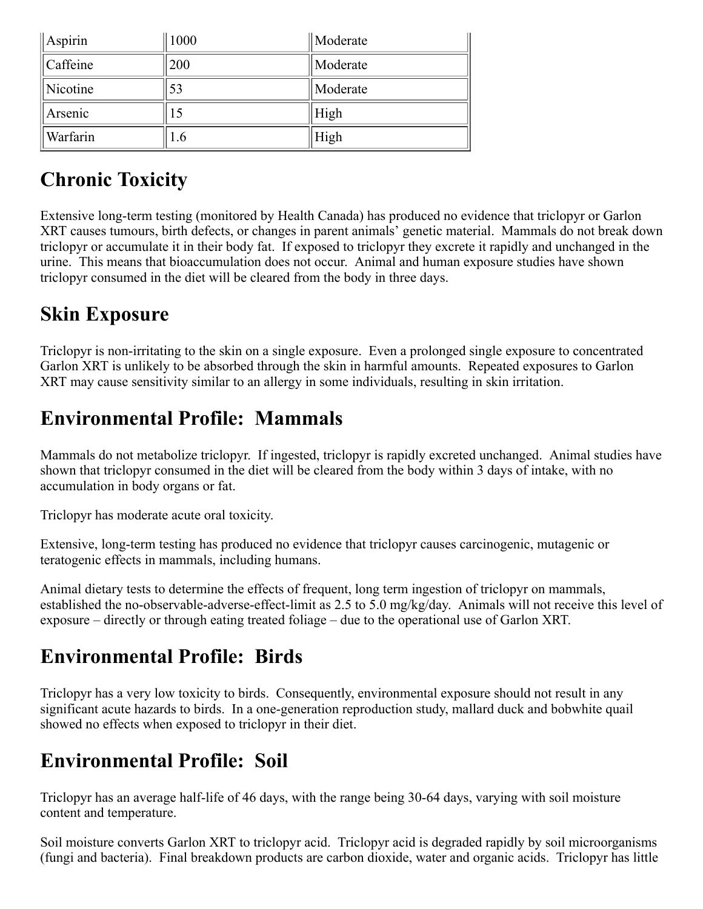| Aspirin | 1000 | Moderate |
|---|---|---|
| Caffeine | 200 | Moderate |
| Nicotine | 53 | Moderate |
| Arsenic | 15 | High |
| Warfarin | 1.6 | High |

## Chronic Toxicity

Extensive long-term testing (monitored by Health Canada) has produced no evidence that triclopyr or Garlon XRT causes tumours, birth defects, or changes in parent animals' genetic material. Mammals do not break down triclopyr or accumulate it in their body fat. If exposed to triclopyr they excrete it rapidly and unchanged in the urine. This means that bioaccumulation does not occur. Animal and human exposure studies have shown triclopyr consumed in the diet will be cleared from the body in three days.

## Skin Exposure

Triclopyr is non-irritating to the skin on a single exposure. Even a prolonged single exposure to concentrated Garlon XRT is unlikely to be absorbed through the skin in harmful amounts. Repeated exposures to Garlon XRT may cause sensitivity similar to an allergy in some individuals, resulting in skin irritation.

## Environmental Profile: Mammals

Mammals do not metabolize triclopyr. If ingested, triclopyr is rapidly excreted unchanged. Animal studies have shown that triclopyr consumed in the diet will be cleared from the body within 3 days of intake, with no accumulation in body organs or fat.

Triclopyr has moderate acute oral toxicity.

Extensive, long-term testing has produced no evidence that triclopyr causes carcinogenic, mutagenic or teratogenic effects in mammals, including humans.

Animal dietary tests to determine the effects of frequent, long term ingestion of triclopyr on mammals, established the no-observable-adverse-effect-limit as 2.5 to 5.0 mg/kg/day. Animals will not receive this level of exposure – directly or through eating treated foliage – due to the operational use of Garlon XRT.

## Environmental Profile: Birds

Triclopyr has a very low toxicity to birds. Consequently, environmental exposure should not result in any significant acute hazards to birds. In a one-generation reproduction study, mallard duck and bobwhite quail showed no effects when exposed to triclopyr in their diet.

## Environmental Profile: Soil

Triclopyr has an average half-life of 46 days, with the range being 30-64 days, varying with soil moisture content and temperature.

Soil moisture converts Garlon XRT to triclopyr acid. Triclopyr acid is degraded rapidly by soil microorganisms (fungi and bacteria). Final breakdown products are carbon dioxide, water and organic acids. Triclopyr has little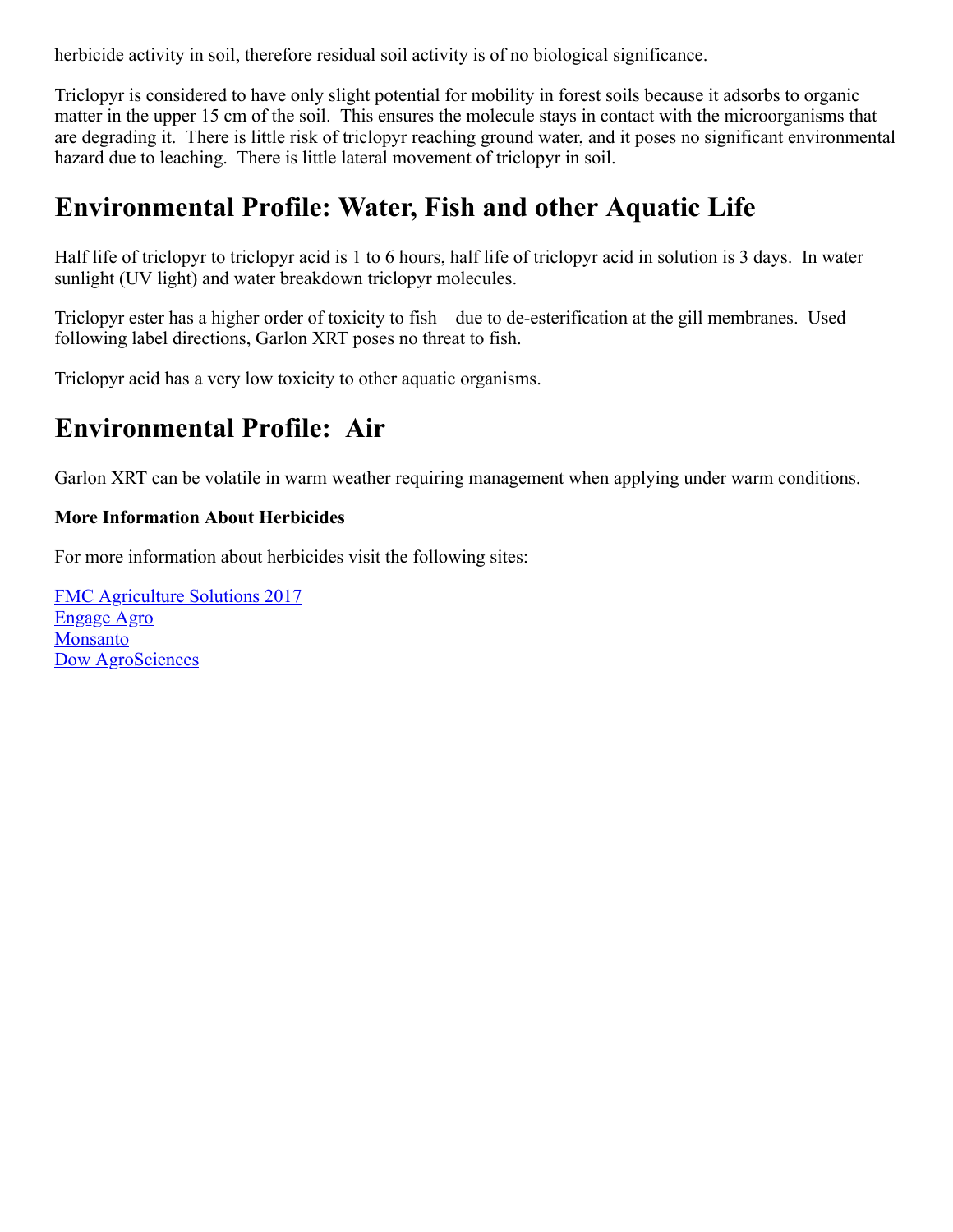herbicide activity in soil, therefore residual soil activity is of no biological significance.

Triclopyr is considered to have only slight potential for mobility in forest soils because it adsorbs to organic matter in the upper 15 cm of the soil. This ensures the molecule stays in contact with the microorganisms that are degrading it. There is little risk of triclopyr reaching ground water, and it poses no significant environmental hazard due to leaching. There is little lateral movement of triclopyr in soil.

## Environmental Profile: Water, Fish and other Aquatic Life

Half life of triclopyr to triclopyr acid is 1 to 6 hours, half life of triclopyr acid in solution is 3 days. In water sunlight (UV light) and water breakdown triclopyr molecules.

Triclopyr ester has a higher order of toxicity to fish – due to de-esterification at the gill membranes. Used following label directions, Garlon XRT poses no threat to fish.

Triclopyr acid has a very low toxicity to other aquatic organisms.

## Environmental Profile: Air

Garlon XRT can be volatile in warm weather requiring management when applying under warm conditions.

**More Information About Herbicides**

For more information about herbicides visit the following sites:

FMC Agriculture Solutions 2017
Engage Agro
Monsanto
Dow AgroSciences